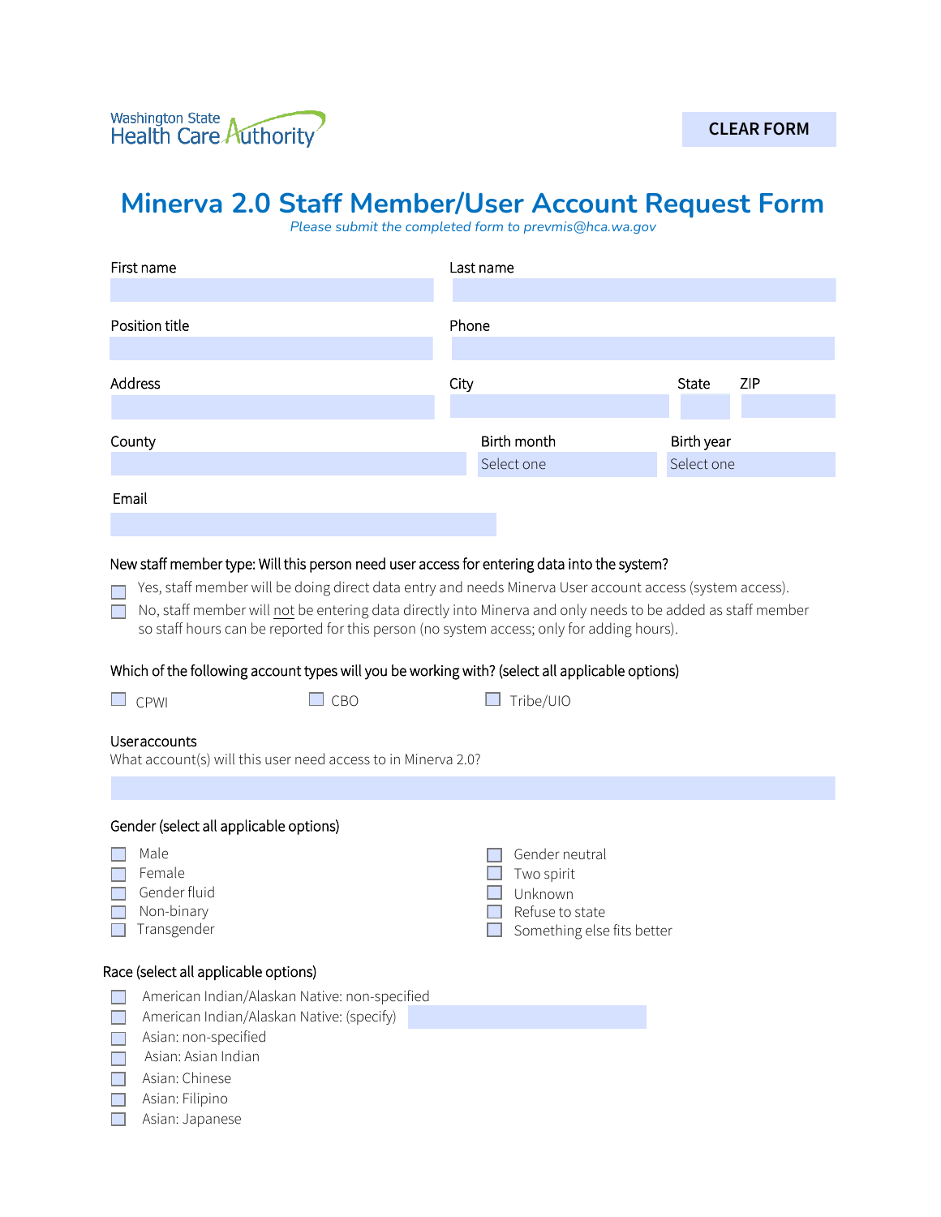Washington State Health Care Authority

CLEAR FORM

# Minerva 2.0 Staff Member/User Account Request Form

*Please submit the completed form to prevmis@hca.wa.gov*

First name

Last name

Position title

Phone

Address

City

State

ZIP

County

Birth month
Select one

Birth year
Select one

Email

New staff member type: Will this person need user access for entering data into the system?

- ☐ Yes, staff member will be doing direct data entry and needs Minerva User account access (system access).
- ☐ No, staff member will not be entering data directly into Minerva and only needs to be added as staff member so staff hours can be reported for this person (no system access; only for adding hours).

Which of the following account types will you be working with? (select all applicable options)

- ☐ CPWI
- ☐ CBO
- ☐ Tribe/UIO

User accounts

What account(s) will this user need access to in Minerva 2.0?

Gender (select all applicable options)

- ☐ Male
- ☐ Female
- ☐ Gender fluid
- ☐ Non-binary
- ☐ Transgender
- ☐ Gender neutral
- ☐ Two spirit
- ☐ Unknown
- ☐ Refuse to state
- ☐ Something else fits better

Race (select all applicable options)

- ☐ American Indian/Alaskan Native: non-specified
- ☐ American Indian/Alaskan Native: (specify)
- ☐ Asian: non-specified
- ☐ Asian: Asian Indian
- ☐ Asian: Chinese
- ☐ Asian: Filipino
- ☐ Asian: Japanese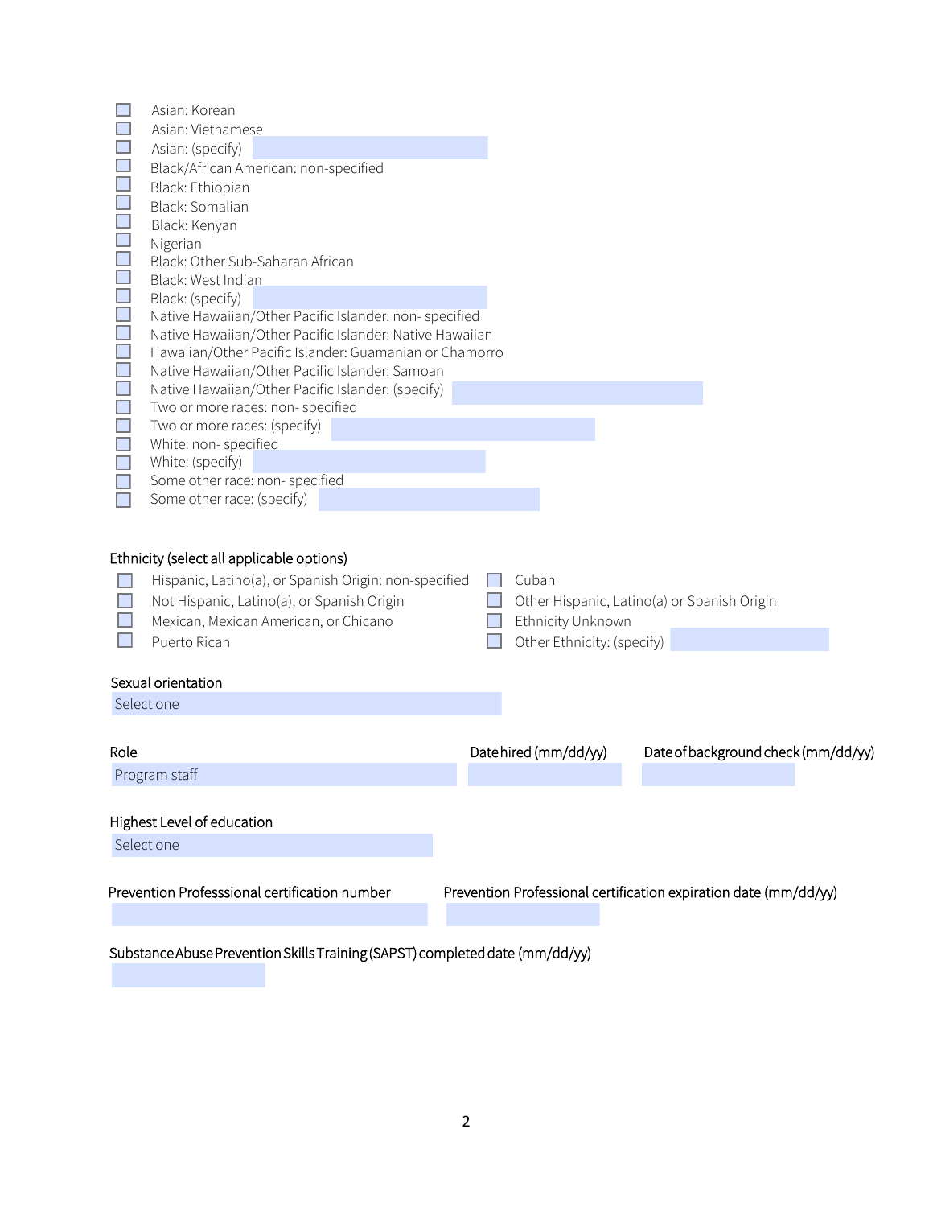- [ ] Asian: Korean
- [ ] Asian: Vietnamese
- [ ] Asian: (specify) ______
- [ ] Black/African American: non-specified
- [ ] Black: Ethiopian
- [ ] Black: Somalian
- [ ] Black: Kenyan
- [ ] Nigerian
- [ ] Black: Other Sub-Saharan African
- [ ] Black: West Indian
- [ ] Black: (specify) ______
- [ ] Native Hawaiian/Other Pacific Islander: non- specified
- [ ] Native Hawaiian/Other Pacific Islander: Native Hawaiian
- [ ] Hawaiian/Other Pacific Islander: Guamanian or Chamorro
- [ ] Native Hawaiian/Other Pacific Islander: Samoan
- [ ] Native Hawaiian/Other Pacific Islander: (specify) ______
- [ ] Two or more races: non- specified
- [ ] Two or more races: (specify) ______
- [ ] White: non- specified
- [ ] White: (specify) ______
- [ ] Some other race: non- specified
- [ ] Some other race: (specify) ______

Ethnicity (select all applicable options)

- [ ] Hispanic, Latino(a), or Spanish Origin: non-specified
- [ ] Not Hispanic, Latino(a), or Spanish Origin
- [ ] Mexican, Mexican American, or Chicano
- [ ] Puerto Rican
- [ ] Cuban
- [ ] Other Hispanic, Latino(a) or Spanish Origin
- [ ] Ethnicity Unknown
- [ ] Other Ethnicity: (specify) ______

Sexual orientation

Select one

Role

Program staff

Date hired (mm/dd/yy) ______

Date of background check (mm/dd/yy) ______

Highest Level of education

Select one

Prevention Professsional certification number ______

Prevention Professional certification expiration date (mm/dd/yy) ______

Substance Abuse Prevention Skills Training (SAPST) completed date (mm/dd/yy) ______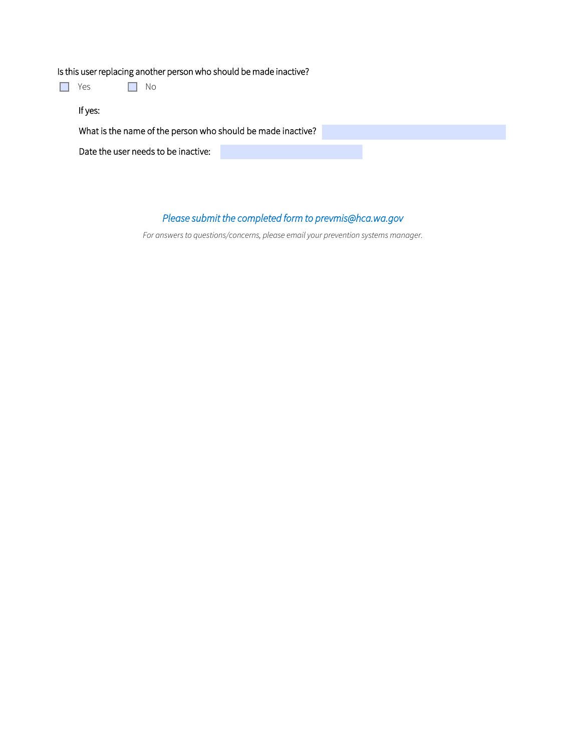Is this user replacing another person who should be made inactive?

☐ Yes ☐ No

If yes:

What is the name of the person who should be made inactive?

Date the user needs to be inactive:

*Please submit the completed form to prevmis@hca.wa.gov*

*For answers to questions/concerns, please email your prevention systems manager.*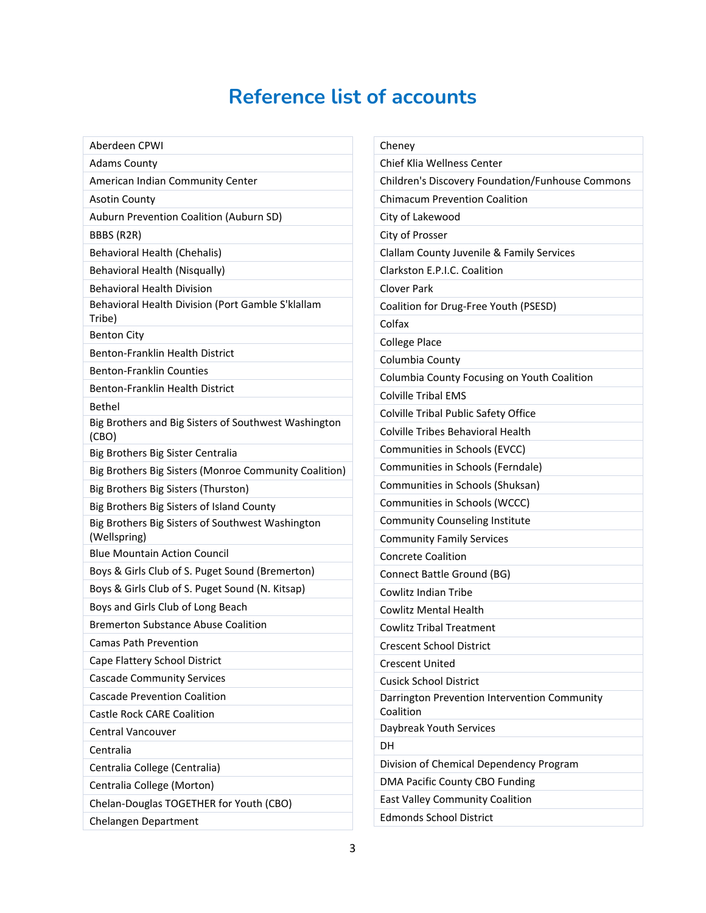# Reference list of accounts

- Aberdeen CPWI
- Adams County
- American Indian Community Center
- Asotin County
- Auburn Prevention Coalition (Auburn SD)
- BBBS (R2R)
- Behavioral Health (Chehalis)
- Behavioral Health (Nisqually)
- Behavioral Health Division
- Behavioral Health Division (Port Gamble S'klallam Tribe)
- Benton City
- Benton-Franklin Health District
- Benton-Franklin Counties
- Benton-Franklin Health District
- Bethel
- Big Brothers and Big Sisters of Southwest Washington (CBO)
- Big Brothers Big Sister Centralia
- Big Brothers Big Sisters (Monroe Community Coalition)
- Big Brothers Big Sisters (Thurston)
- Big Brothers Big Sisters of Island County
- Big Brothers Big Sisters of Southwest Washington (Wellspring)
- Blue Mountain Action Council
- Boys & Girls Club of S. Puget Sound (Bremerton)
- Boys & Girls Club of S. Puget Sound (N. Kitsap)
- Boys and Girls Club of Long Beach
- Bremerton Substance Abuse Coalition
- Camas Path Prevention
- Cape Flattery School District
- Cascade Community Services
- Cascade Prevention Coalition
- Castle Rock CARE Coalition
- Central Vancouver
- Centralia
- Centralia College (Centralia)
- Centralia College (Morton)
- Chelan-Douglas TOGETHER for Youth (CBO)
- Chelangen Department
- Cheney
- Chief Klia Wellness Center
- Children's Discovery Foundation/Funhouse Commons
- Chimacum Prevention Coalition
- City of Lakewood
- City of Prosser
- Clallam County Juvenile & Family Services
- Clarkston E.P.I.C. Coalition
- Clover Park
- Coalition for Drug-Free Youth (PSESD)
- Colfax
- College Place
- Columbia County
- Columbia County Focusing on Youth Coalition
- Colville Tribal EMS
- Colville Tribal Public Safety Office
- Colville Tribes Behavioral Health
- Communities in Schools (EVCC)
- Communities in Schools (Ferndale)
- Communities in Schools (Shuksan)
- Communities in Schools (WCCC)
- Community Counseling Institute
- Community Family Services
- Concrete Coalition
- Connect Battle Ground (BG)
- Cowlitz Indian Tribe
- Cowlitz Mental Health
- Cowlitz Tribal Treatment
- Crescent School District
- Crescent United
- Cusick School District
- Darrington Prevention Intervention Community Coalition
- Daybreak Youth Services
- DH
- Division of Chemical Dependency Program
- DMA Pacific County CBO Funding
- East Valley Community Coalition
- Edmonds School District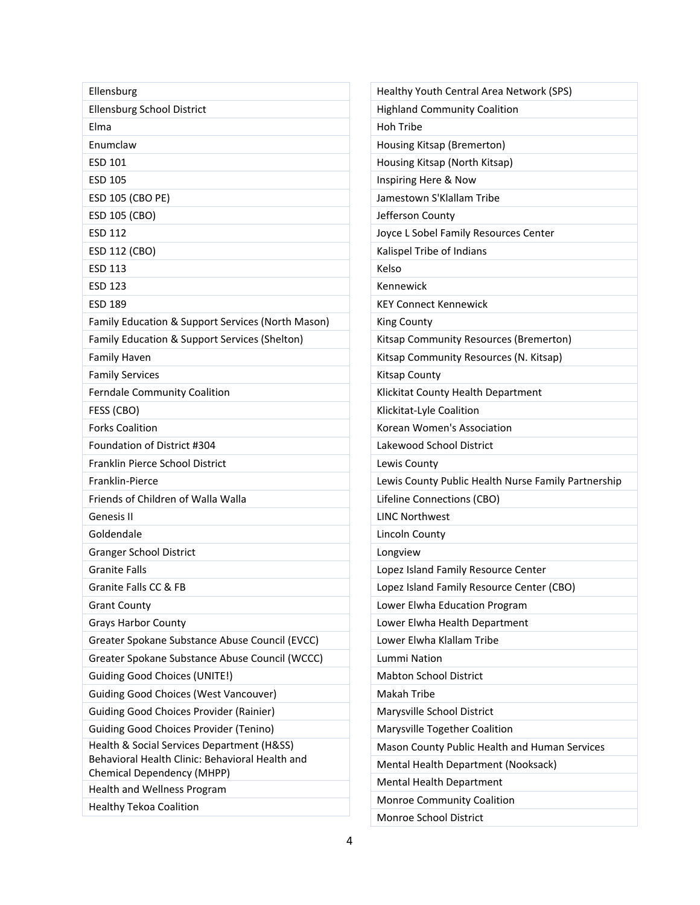| |
|---|
| Ellensburg |
| Ellensburg School District |
| Elma |
| Enumclaw |
| ESD 101 |
| ESD 105 |
| ESD 105 (CBO PE) |
| ESD 105 (CBO) |
| ESD 112 |
| ESD 112 (CBO) |
| ESD 113 |
| ESD 123 |
| ESD 189 |
| Family Education & Support Services (North Mason) |
| Family Education & Support Services (Shelton) |
| Family Haven |
| Family Services |
| Ferndale Community Coalition |
| FESS (CBO) |
| Forks Coalition |
| Foundation of District #304 |
| Franklin Pierce School District |
| Franklin-Pierce |
| Friends of Children of Walla Walla |
| Genesis II |
| Goldendale |
| Granger School District |
| Granite Falls |
| Granite Falls CC & FB |
| Grant County |
| Grays Harbor County |
| Greater Spokane Substance Abuse Council (EVCC) |
| Greater Spokane Substance Abuse Council (WCCC) |
| Guiding Good Choices (UNITE!) |
| Guiding Good Choices (West Vancouver) |
| Guiding Good Choices Provider (Rainier) |
| Guiding Good Choices Provider (Tenino) |
| Health & Social Services Department (H&SS) Behavioral Health Clinic: Behavioral Health and Chemical Dependency (MHPP) |
| Health and Wellness Program |
| Healthy Tekoa Coalition |

| |
|---|
| Healthy Youth Central Area Network (SPS) |
| Highland Community Coalition |
| Hoh Tribe |
| Housing Kitsap (Bremerton) |
| Housing Kitsap (North Kitsap) |
| Inspiring Here & Now |
| Jamestown S'Klallam Tribe |
| Jefferson County |
| Joyce L Sobel Family Resources Center |
| Kalispel Tribe of Indians |
| Kelso |
| Kennewick |
| KEY Connect Kennewick |
| King County |
| Kitsap Community Resources (Bremerton) |
| Kitsap Community Resources (N. Kitsap) |
| Kitsap County |
| Klickitat County Health Department |
| Klickitat-Lyle Coalition |
| Korean Women's Association |
| Lakewood School District |
| Lewis County |
| Lewis County Public Health Nurse Family Partnership |
| Lifeline Connections (CBO) |
| LINC Northwest |
| Lincoln County |
| Longview |
| Lopez Island Family Resource Center |
| Lopez Island Family Resource Center (CBO) |
| Lower Elwha Education Program |
| Lower Elwha Health Department |
| Lower Elwha Klallam Tribe |
| Lummi Nation |
| Mabton School District |
| Makah Tribe |
| Marysville School District |
| Marysville Together Coalition |
| Mason County Public Health and Human Services |
| Mental Health Department (Nooksack) |
| Mental Health Department |
| Monroe Community Coalition |
| Monroe School District |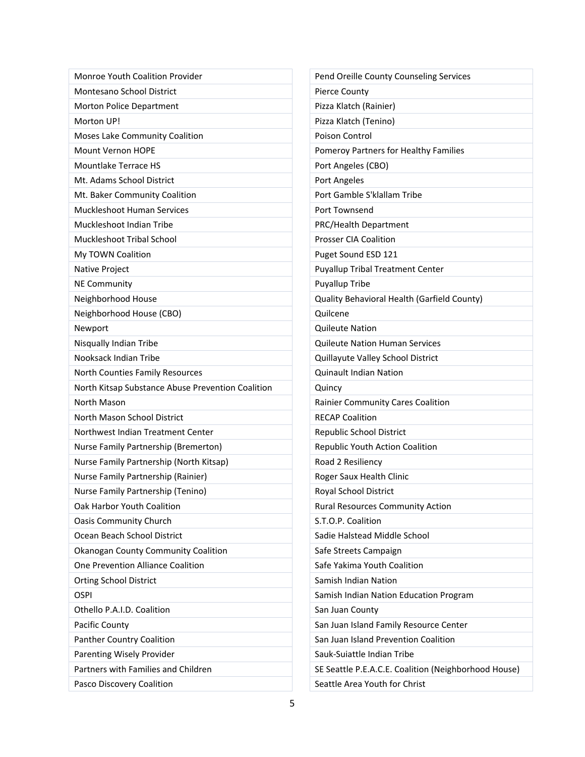| |
|---|
| Monroe Youth Coalition Provider |
| Montesano School District |
| Morton Police Department |
| Morton UP! |
| Moses Lake Community Coalition |
| Mount Vernon HOPE |
| Mountlake Terrace HS |
| Mt. Adams School District |
| Mt. Baker Community Coalition |
| Muckleshoot Human Services |
| Muckleshoot Indian Tribe |
| Muckleshoot Tribal School |
| My TOWN Coalition |
| Native Project |
| NE Community |
| Neighborhood House |
| Neighborhood House (CBO) |
| Newport |
| Nisqually Indian Tribe |
| Nooksack Indian Tribe |
| North Counties Family Resources |
| North Kitsap Substance Abuse Prevention Coalition |
| North Mason |
| North Mason School District |
| Northwest Indian Treatment Center |
| Nurse Family Partnership (Bremerton) |
| Nurse Family Partnership (North Kitsap) |
| Nurse Family Partnership (Rainier) |
| Nurse Family Partnership (Tenino) |
| Oak Harbor Youth Coalition |
| Oasis Community Church |
| Ocean Beach School District |
| Okanogan County Community Coalition |
| One Prevention Alliance Coalition |
| Orting School District |
| OSPI |
| Othello P.A.I.D. Coalition |
| Pacific County |
| Panther Country Coalition |
| Parenting Wisely Provider |
| Partners with Families and Children |
| Pasco Discovery Coalition |

| |
|---|
| Pend Oreille County Counseling Services |
| Pierce County |
| Pizza Klatch (Rainier) |
| Pizza Klatch (Tenino) |
| Poison Control |
| Pomeroy Partners for Healthy Families |
| Port Angeles (CBO) |
| Port Angeles |
| Port Gamble S'klallam Tribe |
| Port Townsend |
| PRC/Health Department |
| Prosser CIA Coalition |
| Puget Sound ESD 121 |
| Puyallup Tribal Treatment Center |
| Puyallup Tribe |
| Quality Behavioral Health (Garfield County) |
| Quilcene |
| Quileute Nation |
| Quileute Nation Human Services |
| Quillayute Valley School District |
| Quinault Indian Nation |
| Quincy |
| Rainier Community Cares Coalition |
| RECAP Coalition |
| Republic School District |
| Republic Youth Action Coalition |
| Road 2 Resiliency |
| Roger Saux Health Clinic |
| Royal School District |
| Rural Resources Community Action |
| S.T.O.P. Coalition |
| Sadie Halstead Middle School |
| Safe Streets Campaign |
| Safe Yakima Youth Coalition |
| Samish Indian Nation |
| Samish Indian Nation Education Program |
| San Juan County |
| San Juan Island Family Resource Center |
| San Juan Island Prevention Coalition |
| Sauk-Suiattle Indian Tribe |
| SE Seattle P.E.A.C.E. Coalition (Neighborhood House) |
| Seattle Area Youth for Christ |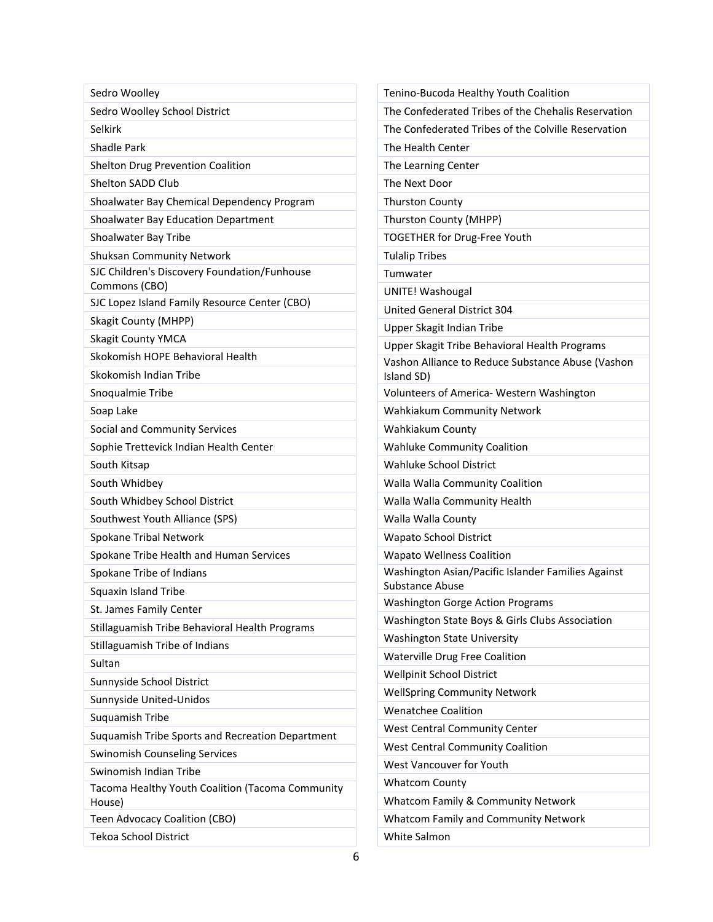| |
|---|
| Sedro Woolley |
| Sedro Woolley School District |
| Selkirk |
| Shadle Park |
| Shelton Drug Prevention Coalition |
| Shelton SADD Club |
| Shoalwater Bay Chemical Dependency Program |
| Shoalwater Bay Education Department |
| Shoalwater Bay Tribe |
| Shuksan Community Network |
| SJC Children's Discovery Foundation/Funhouse Commons (CBO) |
| SJC Lopez Island Family Resource Center (CBO) |
| Skagit County (MHPP) |
| Skagit County YMCA |
| Skokomish HOPE Behavioral Health |
| Skokomish Indian Tribe |
| Snoqualmie Tribe |
| Soap Lake |
| Social and Community Services |
| Sophie Trettevick Indian Health Center |
| South Kitsap |
| South Whidbey |
| South Whidbey School District |
| Southwest Youth Alliance (SPS) |
| Spokane Tribal Network |
| Spokane Tribe Health and Human Services |
| Spokane Tribe of Indians |
| Squaxin Island Tribe |
| St. James Family Center |
| Stillaguamish Tribe Behavioral Health Programs |
| Stillaguamish Tribe of Indians |
| Sultan |
| Sunnyside School District |
| Sunnyside United-Unidos |
| Suquamish Tribe |
| Suquamish Tribe Sports and Recreation Department |
| Swinomish Counseling Services |
| Swinomish Indian Tribe |
| Tacoma Healthy Youth Coalition (Tacoma Community House) |
| Teen Advocacy Coalition (CBO) |
| Tekoa School District |
| Tenino-Bucoda Healthy Youth Coalition |
| The Confederated Tribes of the Chehalis Reservation |
| The Confederated Tribes of the Colville Reservation |
| The Health Center |
| The Learning Center |
| The Next Door |
| Thurston County |
| Thurston County (MHPP) |
| TOGETHER for Drug-Free Youth |
| Tulalip Tribes |
| Tumwater |
| UNITE! Washougal |
| United General District 304 |
| Upper Skagit Indian Tribe |
| Upper Skagit Tribe Behavioral Health Programs |
| Vashon Alliance to Reduce Substance Abuse (Vashon Island SD) |
| Volunteers of America- Western Washington |
| Wahkiakum Community Network |
| Wahkiakum County |
| Wahluke Community Coalition |
| Wahluke School District |
| Walla Walla Community Coalition |
| Walla Walla Community Health |
| Walla Walla County |
| Wapato School District |
| Wapato Wellness Coalition |
| Washington Asian/Pacific Islander Families Against Substance Abuse |
| Washington Gorge Action Programs |
| Washington State Boys & Girls Clubs Association |
| Washington State University |
| Waterville Drug Free Coalition |
| Wellpinit School District |
| WellSpring Community Network |
| Wenatchee Coalition |
| West Central Community Center |
| West Central Community Coalition |
| West Vancouver for Youth |
| Whatcom County |
| Whatcom Family & Community Network |
| Whatcom Family and Community Network |
| White Salmon |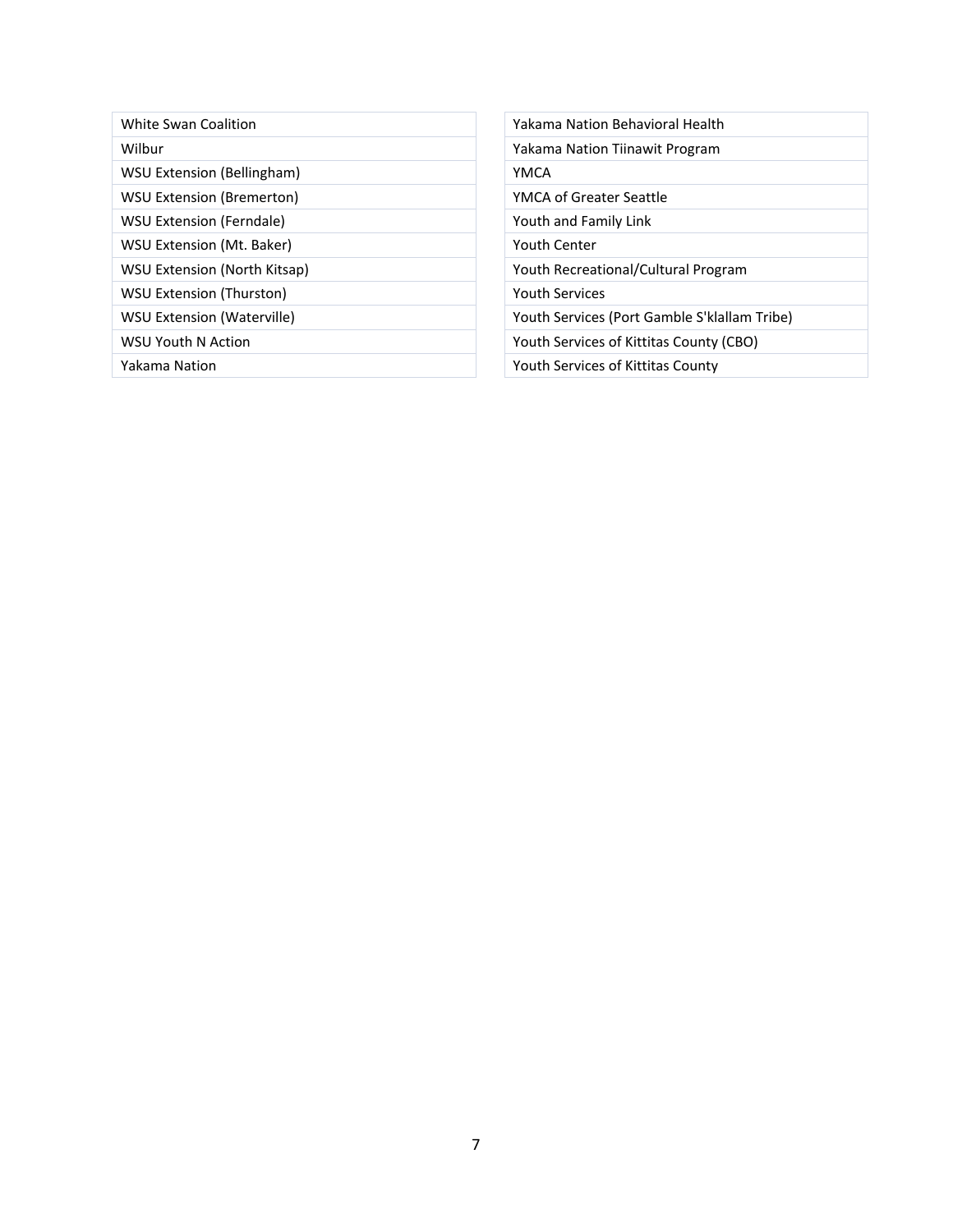| |
|---|
| White Swan Coalition |
| Wilbur |
| WSU Extension (Bellingham) |
| WSU Extension (Bremerton) |
| WSU Extension (Ferndale) |
| WSU Extension (Mt. Baker) |
| WSU Extension (North Kitsap) |
| WSU Extension (Thurston) |
| WSU Extension (Waterville) |
| WSU Youth N Action |
| Yakama Nation |

| |
|---|
| Yakama Nation Behavioral Health |
| Yakama Nation Tiinawit Program |
| YMCA |
| YMCA of Greater Seattle |
| Youth and Family Link |
| Youth Center |
| Youth Recreational/Cultural Program |
| Youth Services |
| Youth Services (Port Gamble S'klallam Tribe) |
| Youth Services of Kittitas County (CBO) |
| Youth Services of Kittitas County |